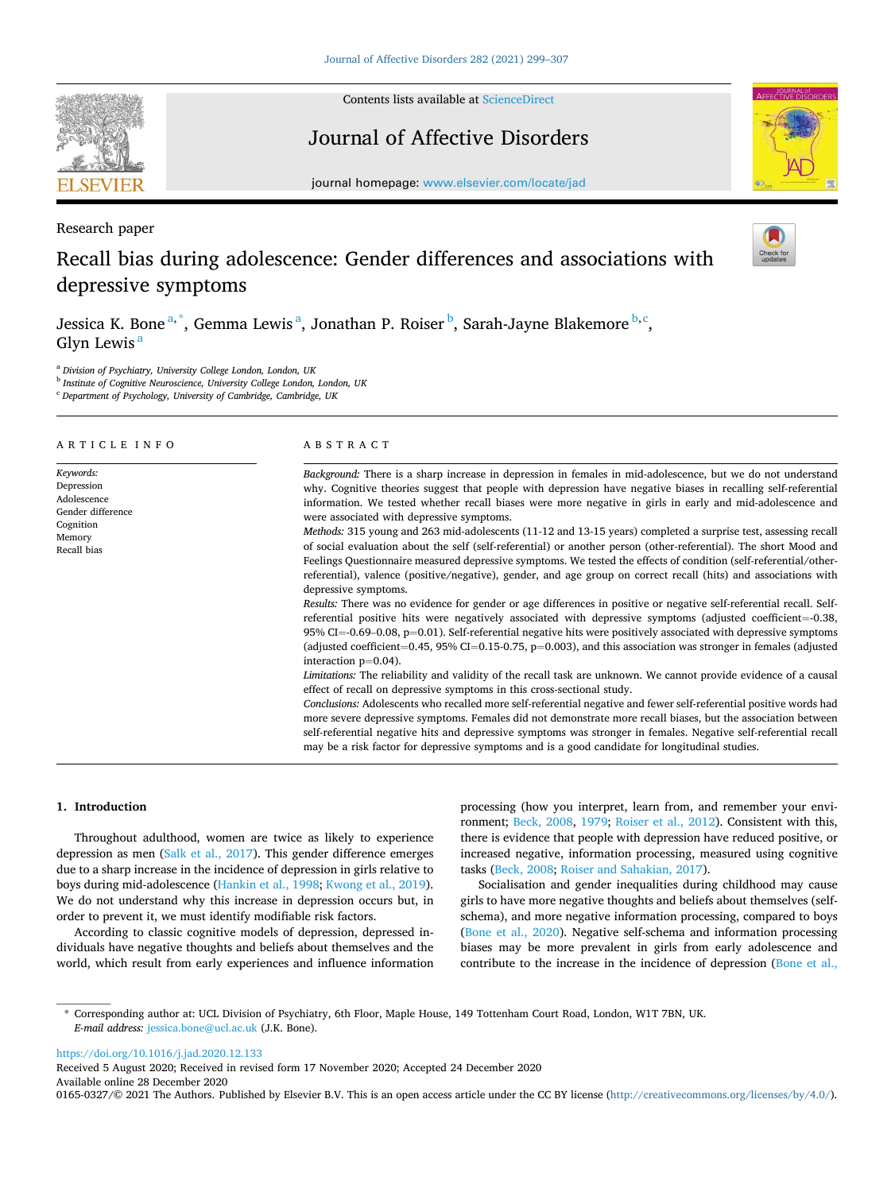Research paper

# Recall bias during adolescence: Gender differences and associations with depressive symptoms

Jessica K. Bone[a,*], Gemma Lewis[a], Jonathan P. Roiser[b], Sarah-Jayne Blakemore[b,c], Glyn Lewis[a]

[a] Division of Psychiatry, University College London, London, UK
[b] Institute of Cognitive Neuroscience, University College London, London, UK
[c] Department of Psychology, University of Cambridge, Cambridge, UK

## ARTICLE INFO

*Keywords:*
Depression
Adolescence
Gender difference
Cognition
Memory
Recall bias

## ABSTRACT

*Background:* There is a sharp increase in depression in females in mid-adolescence, but we do not understand why. Cognitive theories suggest that people with depression have negative biases in recalling self-referential information. We tested whether recall biases were more negative in girls in early and mid-adolescence and were associated with depressive symptoms.

*Methods:* 315 young and 263 mid-adolescents (11-12 and 13-15 years) completed a surprise test, assessing recall of social evaluation about the self (self-referential) or another person (other-referential). The short Mood and Feelings Questionnaire measured depressive symptoms. We tested the effects of condition (self-referential/other-referential), valence (positive/negative), gender, and age group on correct recall (hits) and associations with depressive symptoms.

*Results:* There was no evidence for gender or age differences in positive or negative self-referential recall. Self-referential positive hits were negatively associated with depressive symptoms (adjusted coefficient=-0.38, 95% CI=-0.69-0.08, p=0.01). Self-referential negative hits were positively associated with depressive symptoms (adjusted coefficient=0.45, 95% CI=0.15-0.75, p=0.003), and this association was stronger in females (adjusted interaction p=0.04).

*Limitations:* The reliability and validity of the recall task are unknown. We cannot provide evidence of a causal effect of recall on depressive symptoms in this cross-sectional study.

*Conclusions:* Adolescents who recalled more self-referential negative and fewer self-referential positive words had more severe depressive symptoms. Females did not demonstrate more recall biases, but the association between self-referential negative hits and depressive symptoms was stronger in females. Negative self-referential recall may be a risk factor for depressive symptoms and is a good candidate for longitudinal studies.

## 1. Introduction

Throughout adulthood, women are twice as likely to experience depression as men (Salk et al., 2017). This gender difference emerges due to a sharp increase in the incidence of depression in girls relative to boys during mid-adolescence (Hankin et al., 1998; Kwong et al., 2019). We do not understand why this increase in depression occurs but, in order to prevent it, we must identify modifiable risk factors.

According to classic cognitive models of depression, depressed individuals have negative thoughts and beliefs about themselves and the world, which result from early experiences and influence information processing (how you interpret, learn from, and remember your environment; Beck, 2008, 1979; Roiser et al., 2012). Consistent with this, there is evidence that people with depression have reduced positive, or increased negative, information processing, measured using cognitive tasks (Beck, 2008; Roiser and Sahakian, 2017).

Socialisation and gender inequalities during childhood may cause girls to have more negative thoughts and beliefs about themselves (self-schema), and more negative information processing, compared to boys (Bone et al., 2020). Negative self-schema and information processing biases may be more prevalent in girls from early adolescence and contribute to the increase in the incidence of depression (Bone et al.,

---

* Corresponding author at: UCL Division of Psychiatry, 6th Floor, Maple House, 149 Tottenham Court Road, London, W1T 7BN, UK.
*E-mail address:* jessica.bone@ucl.ac.uk (J.K. Bone).

https://doi.org/10.1016/j.jad.2020.12.133
Received 5 August 2020; Received in revised form 17 November 2020; Accepted 24 December 2020
Available online 28 December 2020
0165-0327/© 2021 The Authors. Published by Elsevier B.V. This is an open access article under the CC BY license (http://creativecommons.org/licenses/by/4.0/).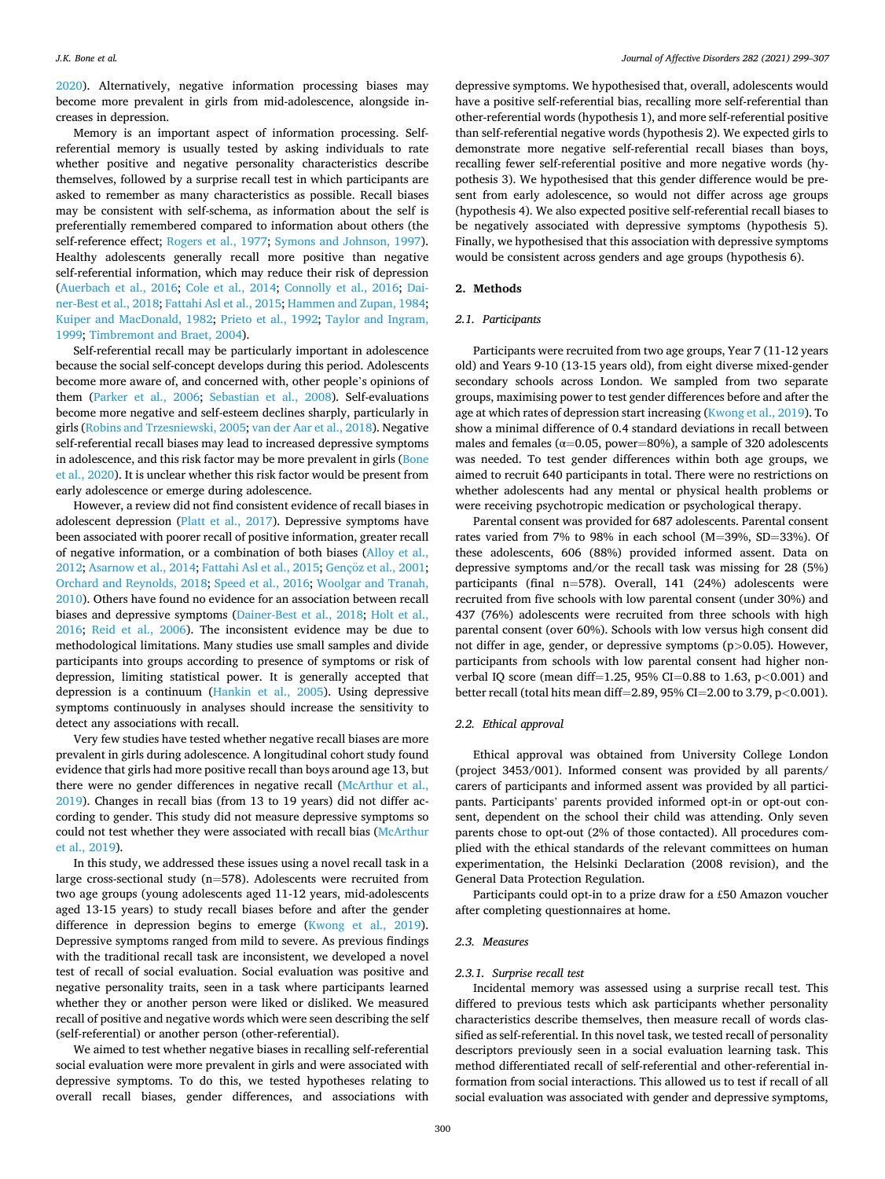2020). Alternatively, negative information processing biases may become more prevalent in girls from mid-adolescence, alongside increases in depression.

Memory is an important aspect of information processing. Self-referential memory is usually tested by asking individuals to rate whether positive and negative personality characteristics describe themselves, followed by a surprise recall test in which participants are asked to remember as many characteristics as possible. Recall biases may be consistent with self-schema, as information about the self is preferentially remembered compared to information about others (the self-reference effect; Rogers et al., 1977; Symons and Johnson, 1997). Healthy adolescents generally recall more positive than negative self-referential information, which may reduce their risk of depression (Auerbach et al., 2016; Cole et al., 2014; Connolly et al., 2016; Dainer-Best et al., 2018; Fattahi Asl et al., 2015; Hammen and Zupan, 1984; Kuiper and MacDonald, 1982; Prieto et al., 1992; Taylor and Ingram, 1999; Timbremont and Braet, 2004).

Self-referential recall may be particularly important in adolescence because the social self-concept develops during this period. Adolescents become more aware of, and concerned with, other people's opinions of them (Parker et al., 2006; Sebastian et al., 2008). Self-evaluations become more negative and self-esteem declines sharply, particularly in girls (Robins and Trzesniewski, 2005; van der Aar et al., 2018). Negative self-referential recall biases may lead to increased depressive symptoms in adolescence, and this risk factor may be more prevalent in girls (Bone et al., 2020). It is unclear whether this risk factor would be present from early adolescence or emerge during adolescence.

However, a review did not find consistent evidence of recall biases in adolescent depression (Platt et al., 2017). Depressive symptoms have been associated with poorer recall of positive information, greater recall of negative information, or a combination of both biases (Alloy et al., 2012; Asarnow et al., 2014; Fattahi Asl et al., 2015; Gençöz et al., 2001; Orchard and Reynolds, 2018; Speed et al., 2016; Woolgar and Tranah, 2010). Others have found no evidence for an association between recall biases and depressive symptoms (Dainer-Best et al., 2018; Holt et al., 2016; Reid et al., 2006). The inconsistent evidence may be due to methodological limitations. Many studies use small samples and divide participants into groups according to presence of symptoms or risk of depression, limiting statistical power. It is generally accepted that depression is a continuum (Hankin et al., 2005). Using depressive symptoms continuously in analyses should increase the sensitivity to detect any associations with recall.

Very few studies have tested whether negative recall biases are more prevalent in girls during adolescence. A longitudinal cohort study found evidence that girls had more positive recall than boys around age 13, but there were no gender differences in negative recall (McArthur et al., 2019). Changes in recall bias (from 13 to 19 years) did not differ according to gender. This study did not measure depressive symptoms so could not test whether they were associated with recall bias (McArthur et al., 2019).

In this study, we addressed these issues using a novel recall task in a large cross-sectional study (n=578). Adolescents were recruited from two age groups (young adolescents aged 11-12 years, mid-adolescents aged 13-15 years) to study recall biases before and after the gender difference in depression begins to emerge (Kwong et al., 2019). Depressive symptoms ranged from mild to severe. As previous findings with the traditional recall task are inconsistent, we developed a novel test of recall of social evaluation. Social evaluation was positive and negative personality traits, seen in a task where participants learned whether they or another person were liked or disliked. We measured recall of positive and negative words which were seen describing the self (self-referential) or another person (other-referential).

We aimed to test whether negative biases in recalling self-referential social evaluation were more prevalent in girls and were associated with depressive symptoms. To do this, we tested hypotheses relating to overall recall biases, gender differences, and associations with depressive symptoms. We hypothesised that, overall, adolescents would have a positive self-referential bias, recalling more self-referential than other-referential words (hypothesis 1), and more self-referential positive than self-referential negative words (hypothesis 2). We expected girls to demonstrate more negative self-referential recall biases than boys, recalling fewer self-referential positive and more negative words (hypothesis 3). We hypothesised that this gender difference would be present from early adolescence, so would not differ across age groups (hypothesis 4). We also expected positive self-referential recall biases to be negatively associated with depressive symptoms (hypothesis 5). Finally, we hypothesised that this association with depressive symptoms would be consistent across genders and age groups (hypothesis 6).

## 2. Methods

### 2.1. Participants

Participants were recruited from two age groups, Year 7 (11-12 years old) and Years 9-10 (13-15 years old), from eight diverse mixed-gender secondary schools across London. We sampled from two separate groups, maximising power to test gender differences before and after the age at which rates of depression start increasing (Kwong et al., 2019). To show a minimal difference of 0.4 standard deviations in recall between males and females ($\alpha$=0.05, power=80%), a sample of 320 adolescents was needed. To test gender differences within both age groups, we aimed to recruit 640 participants in total. There were no restrictions on whether adolescents had any mental or physical health problems or were receiving psychotropic medication or psychological therapy.

Parental consent was provided for 687 adolescents. Parental consent rates varied from 7% to 98% in each school (M=39%, SD=33%). Of these adolescents, 606 (88%) provided informed assent. Data on depressive symptoms and/or the recall task was missing for 28 (5%) participants (final n=578). Overall, 141 (24%) adolescents were recruited from five schools with low parental consent (under 30%) and 437 (76%) adolescents were recruited from three schools with high parental consent (over 60%). Schools with low versus high consent did not differ in age, gender, or depressive symptoms ($p>0.05$). However, participants from schools with low parental consent had higher non-verbal IQ score (mean diff=1.25, 95% CI=0.88 to 1.63, $p<0.001$) and better recall (total hits mean diff=2.89, 95% CI=2.00 to 3.79, $p<0.001$).

### 2.2. Ethical approval

Ethical approval was obtained from University College London (project 3453/001). Informed consent was provided by all parents/carers of participants and informed assent was provided by all participants. Participants' parents provided informed opt-in or opt-out consent, dependent on the school their child was attending. Only seven parents chose to opt-out (2% of those contacted). All procedures complied with the ethical standards of the relevant committees on human experimentation, the Helsinki Declaration (2008 revision), and the General Data Protection Regulation.

Participants could opt-in to a prize draw for a £50 Amazon voucher after completing questionnaires at home.

### 2.3. Measures

#### 2.3.1. Surprise recall test

Incidental memory was assessed using a surprise recall test. This differed to previous tests which ask participants whether personality characteristics describe themselves, then measure recall of words classified as self-referential. In this novel task, we tested recall of personality descriptors previously seen in a social evaluation learning task. This method differentiated recall of self-referential and other-referential information from social interactions. This allowed us to test if recall of all social evaluation was associated with gender and depressive symptoms,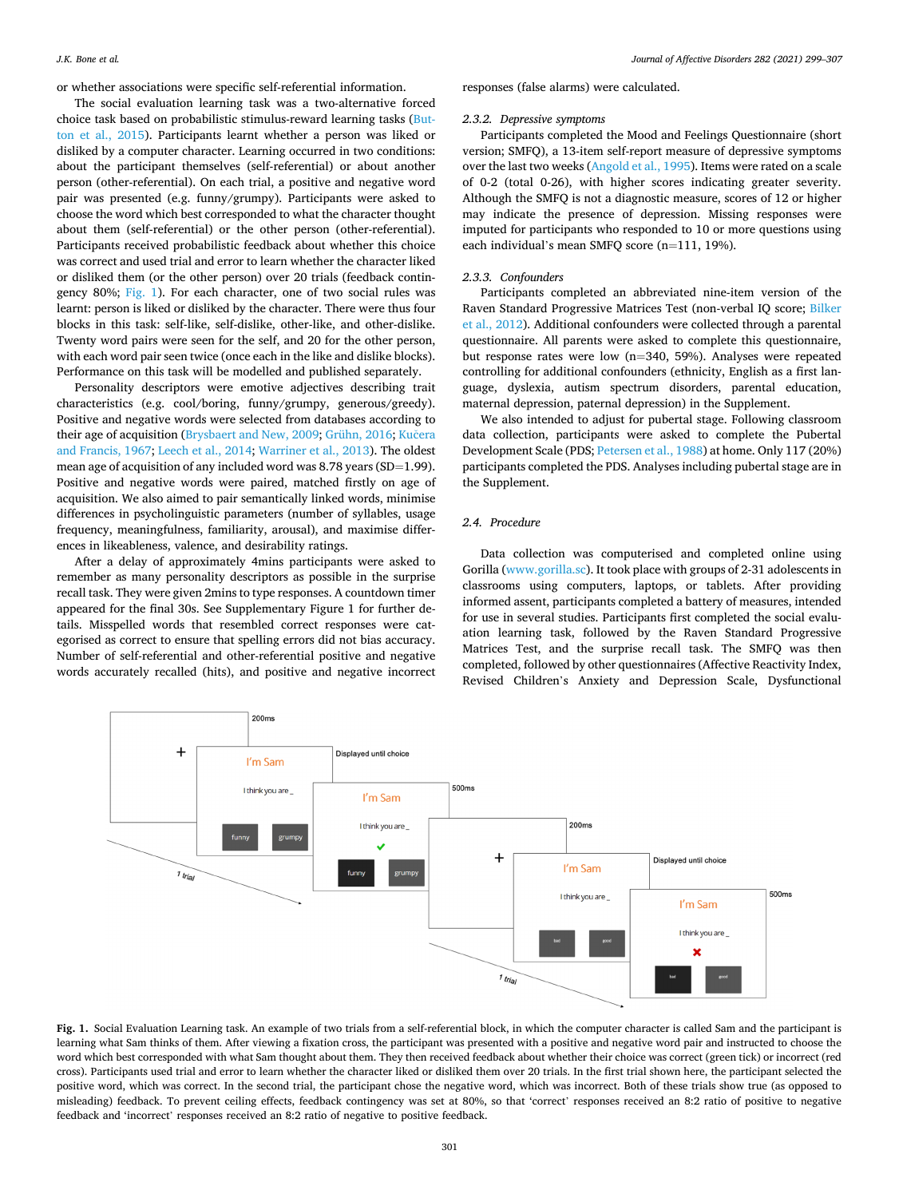or whether associations were specific self-referential information.

The social evaluation learning task was a two-alternative forced choice task based on probabilistic stimulus-reward learning tasks (Button et al., 2015). Participants learnt whether a person was liked or disliked by a computer character. Learning occurred in two conditions: about the participant themselves (self-referential) or about another person (other-referential). On each trial, a positive and negative word pair was presented (e.g. funny/grumpy). Participants were asked to choose the word which best corresponded to what the character thought about them (self-referential) or the other person (other-referential). Participants received probabilistic feedback about whether this choice was correct and used trial and error to learn whether the character liked or disliked them (or the other person) over 20 trials (feedback contingency 80%; Fig. 1). For each character, one of two social rules was learnt: person is liked or disliked by the character. There were thus four blocks in this task: self-like, self-dislike, other-like, and other-dislike. Twenty word pairs were seen for the self, and 20 for the other person, with each word pair seen twice (once each in the like and dislike blocks). Performance on this task will be modelled and published separately.

Personality descriptors were emotive adjectives describing trait characteristics (e.g. cool/boring, funny/grumpy, generous/greedy). Positive and negative words were selected from databases according to their age of acquisition (Brysbaert and New, 2009; Grühn, 2016; Kučera and Francis, 1967; Leech et al., 2014; Warriner et al., 2013). The oldest mean age of acquisition of any included word was 8.78 years (SD=1.99). Positive and negative words were paired, matched firstly on age of acquisition. We also aimed to pair semantically linked words, minimise differences in psycholinguistic parameters (number of syllables, usage frequency, meaningfulness, familiarity, arousal), and maximise differences in likeableness, valence, and desirability ratings.

After a delay of approximately 4mins participants were asked to remember as many personality descriptors as possible in the surprise recall task. They were given 2mins to type responses. A countdown timer appeared for the final 30s. See Supplementary Figure 1 for further details. Misspelled words that resembled correct responses were categorised as correct to ensure that spelling errors did not bias accuracy. Number of self-referential and other-referential positive and negative words accurately recalled (hits), and positive and negative incorrect responses (false alarms) were calculated.

#### 2.3.2. Depressive symptoms

Participants completed the Mood and Feelings Questionnaire (short version; SMFQ), a 13-item self-report measure of depressive symptoms over the last two weeks (Angold et al., 1995). Items were rated on a scale of 0-2 (total 0-26), with higher scores indicating greater severity. Although the SMFQ is not a diagnostic measure, scores of 12 or higher may indicate the presence of depression. Missing responses were imputed for participants who responded to 10 or more questions using each individual's mean SMFQ score (n=111, 19%).

#### 2.3.3. Confounders

Participants completed an abbreviated nine-item version of the Raven Standard Progressive Matrices Test (non-verbal IQ score; Bilker et al., 2012). Additional confounders were collected through a parental questionnaire. All parents were asked to complete this questionnaire, but response rates were low (n=340, 59%). Analyses were repeated controlling for additional confounders (ethnicity, English as a first language, dyslexia, autism spectrum disorders, parental education, maternal depression, paternal depression) in the Supplement.

We also intended to adjust for pubertal stage. Following classroom data collection, participants were asked to complete the Pubertal Development Scale (PDS; Petersen et al., 1988) at home. Only 117 (20%) participants completed the PDS. Analyses including pubertal stage are in the Supplement.

### 2.4. Procedure

Data collection was computerised and completed online using Gorilla (www.gorilla.sc). It took place with groups of 2-31 adolescents in classrooms using computers, laptops, or tablets. After providing informed assent, participants completed a battery of measures, intended for use in several studies. Participants first completed the social evaluation learning task, followed by the Raven Standard Progressive Matrices Test, and the surprise recall task. The SMFQ was then completed, followed by other questionnaires (Affective Reactivity Index, Revised Children's Anxiety and Depression Scale, Dysfunctional

**Fig. 1.** Social Evaluation Learning task. An example of two trials from a self-referential block, in which the computer character is called Sam and the participant is learning what Sam thinks of them. After viewing a fixation cross, the participant was presented with a positive and negative word pair and instructed to choose the word which best corresponded with what Sam thought about them. They then received feedback about whether their choice was correct (green tick) or incorrect (red cross). Participants used trial and error to learn whether the character liked or disliked them over 20 trials. In the first trial shown here, the participant selected the positive word, which was correct. In the second trial, the participant chose the negative word, which was incorrect. Both of these trials show true (as opposed to misleading) feedback. To prevent ceiling effects, feedback contingency was set at 80%, so that 'correct' responses received an 8:2 ratio of positive to negative feedback and 'incorrect' responses received an 8:2 ratio of negative to positive feedback.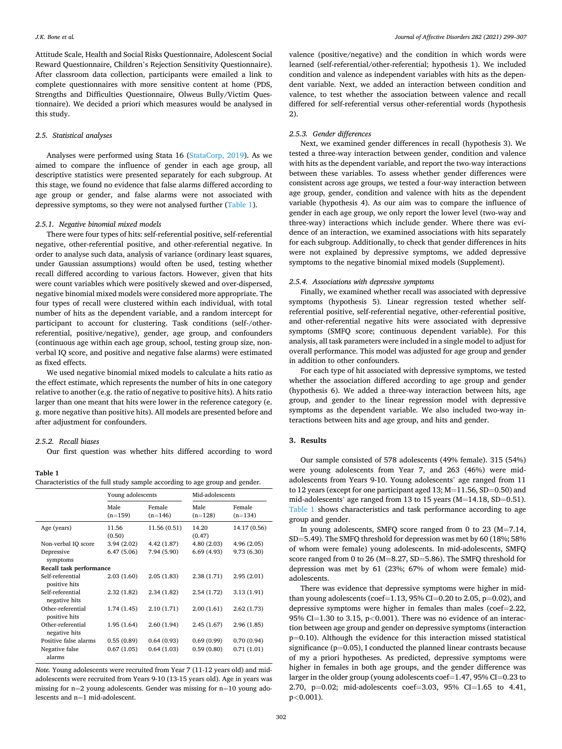Attitude Scale, Health and Social Risks Questionnaire, Adolescent Social Reward Questionnaire, Children's Rejection Sensitivity Questionnaire). After classroom data collection, participants were emailed a link to complete questionnaires with more sensitive content at home (PDS, Strengths and Difficulties Questionnaire, Olweus Bully/Victim Questionnaire). We decided a priori which measures would be analysed in this study.

### 2.5. Statistical analyses

Analyses were performed using Stata 16 (StataCorp, 2019). As we aimed to compare the influence of gender in each age group, all descriptive statistics were presented separately for each subgroup. At this stage, we found no evidence that false alarms differed according to age group or gender, and false alarms were not associated with depressive symptoms, so they were not analysed further (Table 1).

#### 2.5.1. Negative binomial mixed models

There were four types of hits: self-referential positive, self-referential negative, other-referential positive, and other-referential negative. In order to analyse such data, analysis of variance (ordinary least squares, under Gaussian assumptions) would often be used, testing whether recall differed according to various factors. However, given that hits were count variables which were positively skewed and over-dispersed, negative binomial mixed models were considered more appropriate. The four types of recall were clustered within each individual, with total number of hits as the dependent variable, and a random intercept for participant to account for clustering. Task conditions (self-/other-referential, positive/negative), gender, age group, and confounders (continuous age within each age group, school, testing group size, non-verbal IQ score, and positive and negative false alarms) were estimated as fixed effects.

We used negative binomial mixed models to calculate a hits ratio as the effect estimate, which represents the number of hits in one category relative to another (e.g. the ratio of negative to positive hits). A hits ratio larger than one meant that hits were lower in the reference category (e.g. more negative than positive hits). All models are presented before and after adjustment for confounders.

#### 2.5.2. Recall biases

Our first question was whether hits differed according to word valence (positive/negative) and the condition in which words were learned (self-referential/other-referential; hypothesis 1). We included condition and valence as independent variables with hits as the dependent variable. Next, we added an interaction between condition and valence, to test whether the association between valence and recall differed for self-referential versus other-referential words (hypothesis 2).

#### 2.5.3. Gender differences

Next, we examined gender differences in recall (hypothesis 3). We tested a three-way interaction between gender, condition and valence with hits as the dependent variable, and report the two-way interactions between these variables. To assess whether gender differences were consistent across age groups, we tested a four-way interaction between age group, gender, condition and valence with hits as the dependent variable (hypothesis 4). As our aim was to compare the influence of gender in each age group, we only report the lower level (two-way and three-way) interactions which include gender. Where there was evidence of an interaction, we examined associations with hits separately for each subgroup. Additionally, to check that gender differences in hits were not explained by depressive symptoms, we added depressive symptoms to the negative binomial mixed models (Supplement).

#### 2.5.4. Associations with depressive symptoms

Finally, we examined whether recall was associated with depressive symptoms (hypothesis 5). Linear regression tested whether self-referential positive, self-referential negative, other-referential positive, and other-referential negative hits were associated with depressive symptoms (SMFQ score; continuous dependent variable). For this analysis, all task parameters were included in a single model to adjust for overall performance. This model was adjusted for age group and gender in addition to other confounders.

For each type of hit associated with depressive symptoms, we tested whether the association differed according to age group and gender (hypothesis 6). We added a three-way interaction between hits, age group, and gender to the linear regression model with depressive symptoms as the dependent variable. We also included two-way interactions between hits and age group, and hits and gender.

**Table 1**
Characteristics of the full study sample according to age group and gender.

| | Young adolescents | | Mid-adolescents | |
|---|---|---|---|---|
| | Male (n=159) | Female (n=146) | Male (n=128) | Female (n=134) |
| Age (years) | 11.56 (0.50) | 11.56 (0.51) | 14.20 (0.47) | 14.17 (0.56) |
| Non-verbal IQ score | 3.94 (2.02) | 4.42 (1.87) | 4.80 (2.03) | 4.96 (2.05) |
| Depressive symptoms | 6.47 (5.06) | 7.94 (5.90) | 6.69 (4.93) | 9.73 (6.30) |
| **Recall task performance** | | | | |
| Self-referential positive hits | 2.03 (1.60) | 2.05 (1.83) | 2.38 (1.71) | 2.95 (2.01) |
| Self-referential negative hits | 2.32 (1.82) | 2.34 (1.82) | 2.54 (1.72) | 3.13 (1.91) |
| Other-referential positive hits | 1.74 (1.45) | 2.10 (1.71) | 2.00 (1.61) | 2.62 (1.73) |
| Other-referential negative hits | 1.95 (1.64) | 2.60 (1.94) | 2.45 (1.67) | 2.96 (1.85) |
| Positive false alarms | 0.55 (0.89) | 0.64 (0.93) | 0.69 (0.99) | 0.70 (0.94) |
| Negative false alarms | 0.67 (1.05) | 0.64 (1.03) | 0.59 (0.80) | 0.71 (1.01) |

*Note.* Young adolescents were recruited from Year 7 (11-12 years old) and mid-adolescents were recruited from Years 9-10 (13-15 years old). Age in years was missing for n=2 young adolescents. Gender was missing for n=10 young adolescents and n=1 mid-adolescent.

## 3. Results

Our sample consisted of 578 adolescents (49% female). 315 (54%) were young adolescents from Year 7, and 263 (46%) were mid-adolescents from Years 9-10. Young adolescents' age ranged from 11 to 12 years (except for one participant aged 13; M=11.56, SD=0.50) and mid-adolescents' age ranged from 13 to 15 years (M=14.18, SD=0.51). Table 1 shows characteristics and task performance according to age group and gender.

In young adolescents, SMFQ score ranged from 0 to 23 (M=7.14, SD=5.49). The SMFQ threshold for depression was met by 60 (18%; 58% of whom were female) young adolescents. In mid-adolescents, SMFQ score ranged from 0 to 26 (M=8.27, SD=5.86). The SMFQ threshold for depression was met by 61 (23%; 67% of whom were female) mid-adolescents.

There was evidence that depressive symptoms were higher in mid- than young adolescents (coef=1.13, 95% CI=0.20 to 2.05, p=0.02), and depressive symptoms were higher in females than males (coef=2.22, 95% CI=1.30 to 3.15, p<0.001). There was no evidence of an interaction between age group and gender on depressive symptoms (interaction p=0.10). Although the evidence for this interaction missed statistical significance (p=0.05), I conducted the planned linear contrasts because of my a priori hypotheses. As predicted, depressive symptoms were higher in females in both age groups, and the gender difference was larger in the older group (young adolescents coef=1.47, 95% CI=0.23 to 2.70, p=0.02; mid-adolescents coef=3.03, 95% CI=1.65 to 4.41, p<0.001).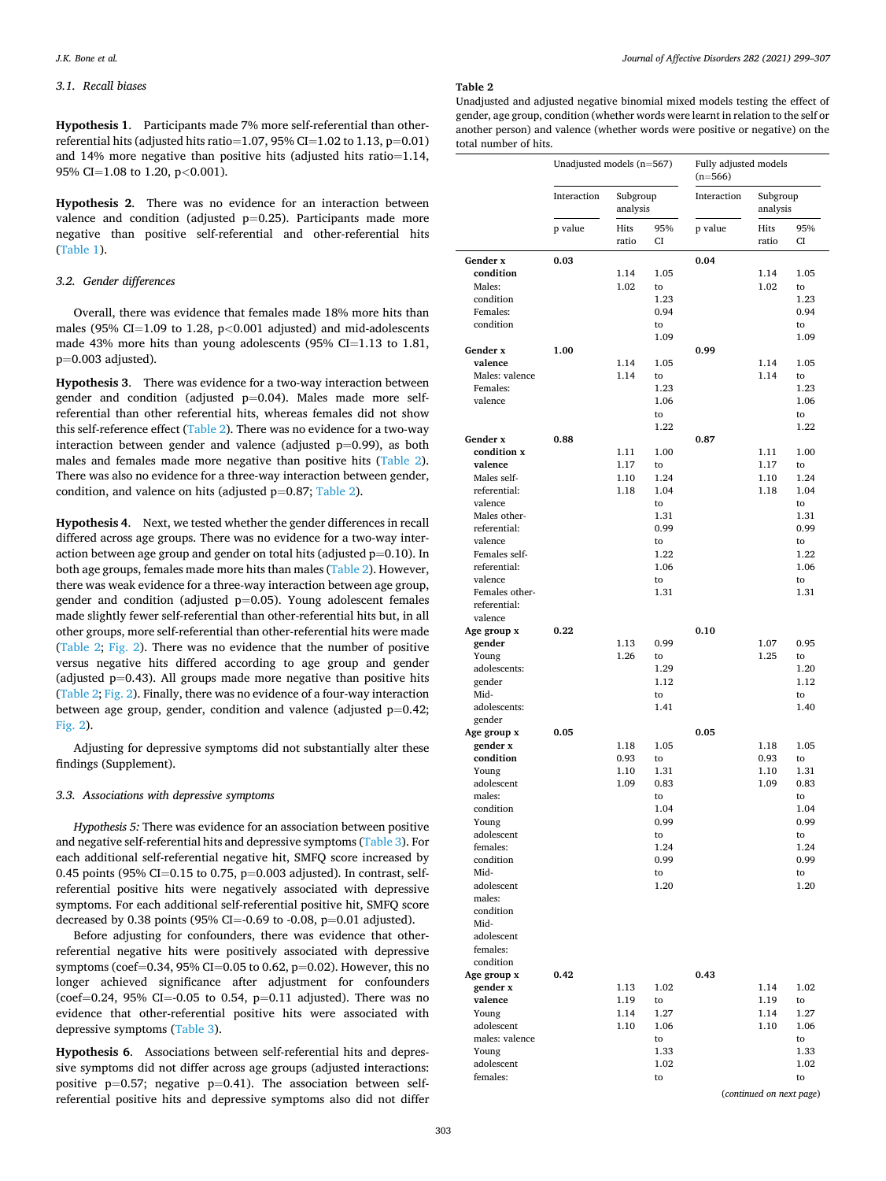### 3.1. Recall biases

**Hypothesis 1**. Participants made 7% more self-referential than other-referential hits (adjusted hits ratio=1.07, 95% CI=1.02 to 1.13, p=0.01) and 14% more negative than positive hits (adjusted hits ratio=1.14, 95% CI=1.08 to 1.20, p<0.001).

**Hypothesis 2**. There was no evidence for an interaction between valence and condition (adjusted p=0.25). Participants made more negative than positive self-referential and other-referential hits (Table 1).

### 3.2. Gender differences

Overall, there was evidence that females made 18% more hits than males (95% CI=1.09 to 1.28, p<0.001 adjusted) and mid-adolescents made 43% more hits than young adolescents (95% CI=1.13 to 1.81, p=0.003 adjusted).

**Hypothesis 3**. There was evidence for a two-way interaction between gender and condition (adjusted p=0.04). Males made more self-referential than other referential hits, whereas females did not show this self-reference effect (Table 2). There was no evidence for a two-way interaction between gender and valence (adjusted p=0.99), as both males and females made more negative than positive hits (Table 2). There was also no evidence for a three-way interaction between gender, condition, and valence on hits (adjusted p=0.87; Table 2).

**Hypothesis 4**. Next, we tested whether the gender differences in recall differed across age groups. There was no evidence for a two-way interaction between age group and gender on total hits (adjusted p=0.10). In both age groups, females made more hits than males (Table 2). However, there was weak evidence for a three-way interaction between age group, gender and condition (adjusted p=0.05). Young adolescent females made slightly fewer self-referential than other-referential hits but, in all other groups, more self-referential than other-referential hits were made (Table 2; Fig. 2). There was no evidence that the number of positive versus negative hits differed according to age group and gender (adjusted p=0.43). All groups made more negative than positive hits (Table 2; Fig. 2). Finally, there was no evidence of a four-way interaction between age group, gender, condition and valence (adjusted p=0.42; Fig. 2).

Adjusting for depressive symptoms did not substantially alter these findings (Supplement).

### 3.3. Associations with depressive symptoms

*Hypothesis 5:* There was evidence for an association between positive and negative self-referential hits and depressive symptoms (Table 3). For each additional self-referential negative hit, SMFQ score increased by 0.45 points (95% CI=0.15 to 0.75, p=0.003 adjusted). In contrast, self-referential positive hits were negatively associated with depressive symptoms. For each additional self-referential positive hit, SMFQ score decreased by 0.38 points (95% CI=-0.69 to -0.08, p=0.01 adjusted).

Before adjusting for confounders, there was evidence that other-referential negative hits were positively associated with depressive symptoms (coef=0.34, 95% CI=0.05 to 0.62, p=0.02). However, this no longer achieved significance after adjustment for confounders (coef=0.24, 95% CI=-0.05 to 0.54, p=0.11 adjusted). There was no evidence that other-referential positive hits were associated with depressive symptoms (Table 3).

**Hypothesis 6**. Associations between self-referential hits and depressive symptoms did not differ across age groups (adjusted interactions: positive p=0.57; negative p=0.41). The association between self-referential positive hits and depressive symptoms also did not differ

**Table 2**
Unadjusted and adjusted negative binomial mixed models testing the effect of gender, age group, condition (whether words were learnt in relation to the self or another person) and valence (whether words were positive or negative) on the total number of hits.

| | Unadjusted models (n=567) | | | Fully adjusted models (n=566) | | |
|---|---|---|---|---|---|---|
| | Interaction | Subgroup analysis | | Interaction | Subgroup analysis | |
| | p value | Hits ratio | 95% CI | p value | Hits ratio | 95% CI |
| **Gender x condition** | **0.03** | | | **0.04** | | |
| Males: condition | | 1.14 | 1.05 to 1.23 | | 1.14 | 1.05 to 1.23 |
| Females: condition | | 1.02 | 0.94 to 1.09 | | 1.02 | 0.94 to 1.09 |
| **Gender x valence** | **1.00** | | | **0.99** | | |
| Males: valence | | 1.14 | 1.05 to 1.23 | | 1.14 | 1.05 to 1.23 |
| Females: valence | | 1.14 | 1.06 to 1.22 | | 1.14 | 1.06 to 1.22 |
| **Gender x condition x valence** | **0.88** | | | **0.87** | | |
| Males self-referential: valence | | 1.11 | 1.00 to 1.24 | | 1.11 | 1.00 to 1.24 |
| Males other-referential: valence | | 1.17 | 1.04 to 1.31 | | 1.17 | 1.04 to 1.31 |
| Females self-referential: valence | | 1.10 | 0.99 to 1.22 | | 1.10 | 0.99 to 1.22 |
| Females other-referential: valence | | 1.18 | 1.06 to 1.31 | | 1.18 | 1.06 to 1.31 |
| **Age group x gender** | **0.22** | | | **0.10** | | |
| Young adolescents: gender | | 1.13 | 0.99 to 1.29 | | 1.07 | 0.95 to 1.20 |
| Mid-adolescents: gender | | 1.26 | 1.12 to 1.41 | | 1.25 | 1.12 to 1.40 |
| **Age group x gender x condition** | **0.05** | | | **0.05** | | |
| Young adolescent males: condition | | 1.18 | 1.05 to 1.31 | | 1.18 | 1.05 to 1.31 |
| Young adolescent females: condition | | 0.93 | 0.83 to 1.04 | | 0.93 | 0.83 to 1.04 |
| Mid-adolescent males: condition | | 1.10 | 0.99 to 1.24 | | 1.10 | 0.99 to 1.24 |
| Mid-adolescent females: condition | | 1.09 | 0.99 to 1.20 | | 1.09 | 0.99 to 1.20 |
| **Age group x gender x valence** | **0.42** | | | **0.43** | | |
| Young adolescent males: valence | | 1.13 | 1.02 to 1.27 | | 1.14 | 1.02 to 1.27 |
| Young adolescent females: | | 1.19 | 1.06 to 1.33 | | 1.19 | 1.06 to 1.33 |
| | | 1.14 | 1.02 to | | 1.14 | 1.02 to |
| | | 1.10 | | | 1.10 | |

(*continued on next page*)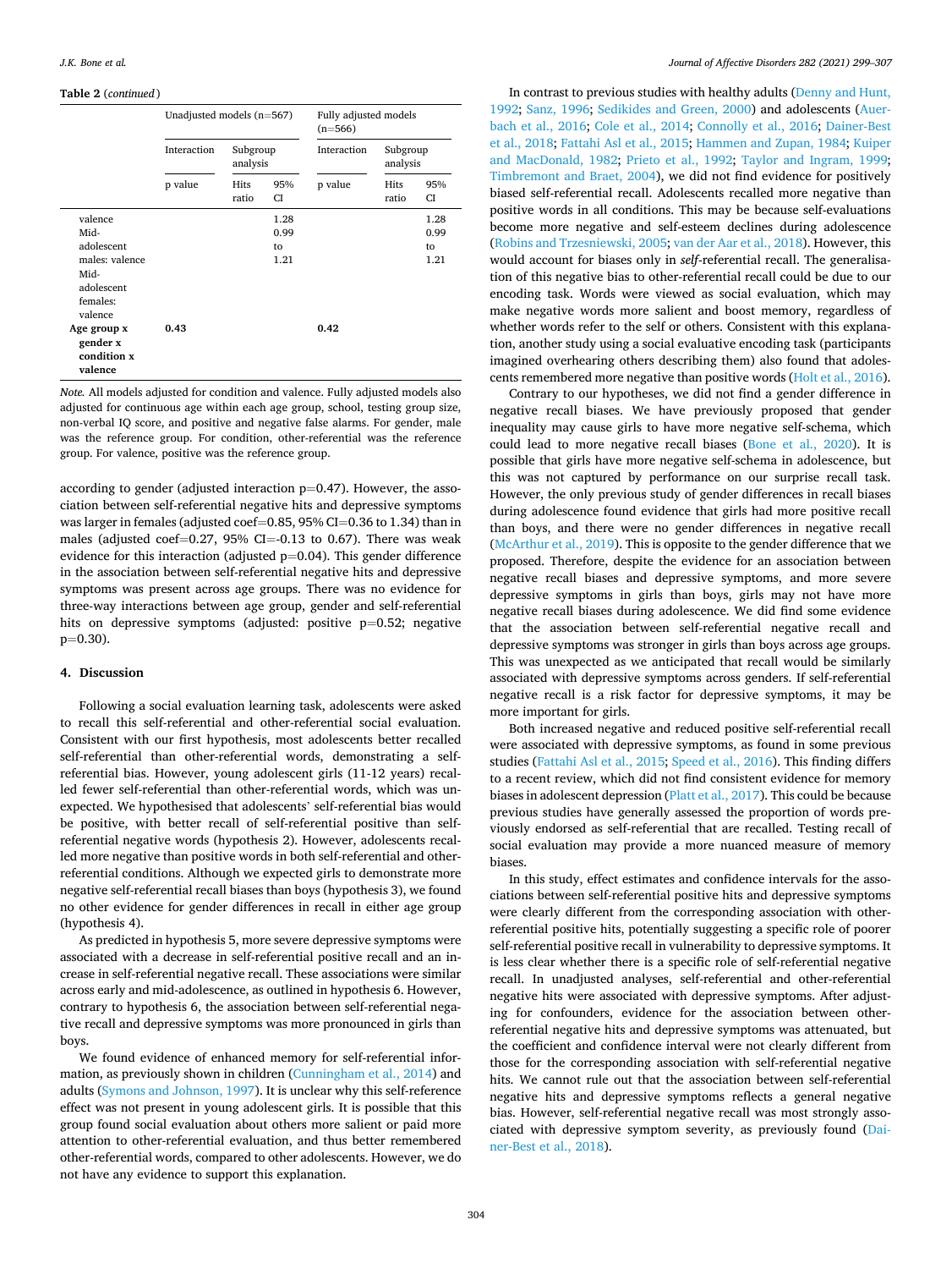**Table 2** (*continued*)

| | Unadjusted models (n=567) | | | Fully adjusted models (n=566) | | |
|---|---|---|---|---|---|---|
| | Interaction | Subgroup analysis | | Interaction | Subgroup analysis | |
| | p value | Hits ratio | 95% CI | p value | Hits ratio | 95% CI |
| valence | | | 1.28 | | | 1.28 |
| Mid-adolescent males: valence | | | 0.99 to 1.21 | | | 0.99 to 1.21 |
| Mid-adolescent females: valence | | | | | | |
| **Age group x gender x condition x valence** | **0.43** | | | **0.42** | | |

*Note.* All models adjusted for condition and valence. Fully adjusted models also adjusted for continuous age within each age group, school, testing group size, non-verbal IQ score, and positive and negative false alarms. For gender, male was the reference group. For condition, other-referential was the reference group. For valence, positive was the reference group.

according to gender (adjusted interaction p=0.47). However, the association between self-referential negative hits and depressive symptoms was larger in females (adjusted coef=0.85, 95% CI=0.36 to 1.34) than in males (adjusted coef=0.27, 95% CI=-0.13 to 0.67). There was weak evidence for this interaction (adjusted p=0.04). This gender difference in the association between self-referential negative hits and depressive symptoms was present across age groups. There was no evidence for three-way interactions between age group, gender and self-referential hits on depressive symptoms (adjusted: positive p=0.52; negative p=0.30).

## 4. Discussion

Following a social evaluation learning task, adolescents were asked to recall this self-referential and other-referential social evaluation. Consistent with our first hypothesis, most adolescents better recalled self-referential than other-referential words, demonstrating a self-referential bias. However, young adolescent girls (11-12 years) recalled fewer self-referential than other-referential words, which was unexpected. We hypothesised that adolescents' self-referential bias would be positive, with better recall of self-referential positive than self-referential negative words (hypothesis 2). However, adolescents recalled more negative than positive words in both self-referential and other-referential conditions. Although we expected girls to demonstrate more negative self-referential recall biases than boys (hypothesis 3), we found no other evidence for gender differences in recall in either age group (hypothesis 4).

As predicted in hypothesis 5, more severe depressive symptoms were associated with a decrease in self-referential positive recall and an increase in self-referential negative recall. These associations were similar across early and mid-adolescence, as outlined in hypothesis 6. However, contrary to hypothesis 6, the association between self-referential negative recall and depressive symptoms was more pronounced in girls than boys.

We found evidence of enhanced memory for self-referential information, as previously shown in children (Cunningham et al., 2014) and adults (Symons and Johnson, 1997). It is unclear why this self-reference effect was not present in young adolescent girls. It is possible that this group found social evaluation about others more salient or paid more attention to other-referential evaluation, and thus better remembered other-referential words, compared to other adolescents. However, we do not have any evidence to support this explanation.

In contrast to previous studies with healthy adults (Denny and Hunt, 1992; Sanz, 1996; Sedikides and Green, 2000) and adolescents (Auerbach et al., 2016; Cole et al., 2014; Connolly et al., 2016; Dainer-Best et al., 2018; Fattahi Asl et al., 2015; Hammen and Zupan, 1984; Kuiper and MacDonald, 1982; Prieto et al., 1992; Taylor and Ingram, 1999; Timbremont and Braet, 2004), we did not find evidence for positively biased self-referential recall. Adolescents recalled more negative than positive words in all conditions. This may be because self-evaluations become more negative and self-esteem declines during adolescence (Robins and Trzesniewski, 2005; van der Aar et al., 2018). However, this would account for biases only in *self*-referential recall. The generalisation of this negative bias to other-referential recall could be due to our encoding task. Words were viewed as social evaluation, which may make negative words more salient and boost memory, regardless of whether words refer to the self or others. Consistent with this explanation, another study using a social evaluative encoding task (participants imagined overhearing others describing them) also found that adolescents remembered more negative than positive words (Holt et al., 2016).

Contrary to our hypotheses, we did not find a gender difference in negative recall biases. We have previously proposed that gender inequality may cause girls to have more negative self-schema, which could lead to more negative recall biases (Bone et al., 2020). It is possible that girls have more negative self-schema in adolescence, but this was not captured by performance on our surprise recall task. However, the only previous study of gender differences in recall biases during adolescence found evidence that girls had more positive recall than boys, and there were no gender differences in negative recall (McArthur et al., 2019). This is opposite to the gender difference that we proposed. Therefore, despite the evidence for an association between negative recall biases and depressive symptoms, and more severe depressive symptoms in girls than boys, girls may not have more negative recall biases during adolescence. We did find some evidence that the association between self-referential negative recall and depressive symptoms was stronger in girls than boys across age groups. This was unexpected as we anticipated that recall would be similarly associated with depressive symptoms across genders. If self-referential negative recall is a risk factor for depressive symptoms, it may be more important for girls.

Both increased negative and reduced positive self-referential recall were associated with depressive symptoms, as found in some previous studies (Fattahi Asl et al., 2015; Speed et al., 2016). This finding differs to a recent review, which did not find consistent evidence for memory biases in adolescent depression (Platt et al., 2017). This could be because previous studies have generally assessed the proportion of words previously endorsed as self-referential that are recalled. Testing recall of social evaluation may provide a more nuanced measure of memory biases.

In this study, effect estimates and confidence intervals for the associations between self-referential positive hits and depressive symptoms were clearly different from the corresponding association with other-referential positive hits, potentially suggesting a specific role of poorer self-referential positive recall in vulnerability to depressive symptoms. It is less clear whether there is a specific role of self-referential negative recall. In unadjusted analyses, self-referential and other-referential negative hits were associated with depressive symptoms. After adjusting for confounders, evidence for the association between other-referential negative hits and depressive symptoms was attenuated, but the coefficient and confidence interval were not clearly different from those for the corresponding association with self-referential negative hits. We cannot rule out that the association between self-referential negative hits and depressive symptoms reflects a general negative bias. However, self-referential negative recall was most strongly associated with depressive symptom severity, as previously found (Dainer-Best et al., 2018).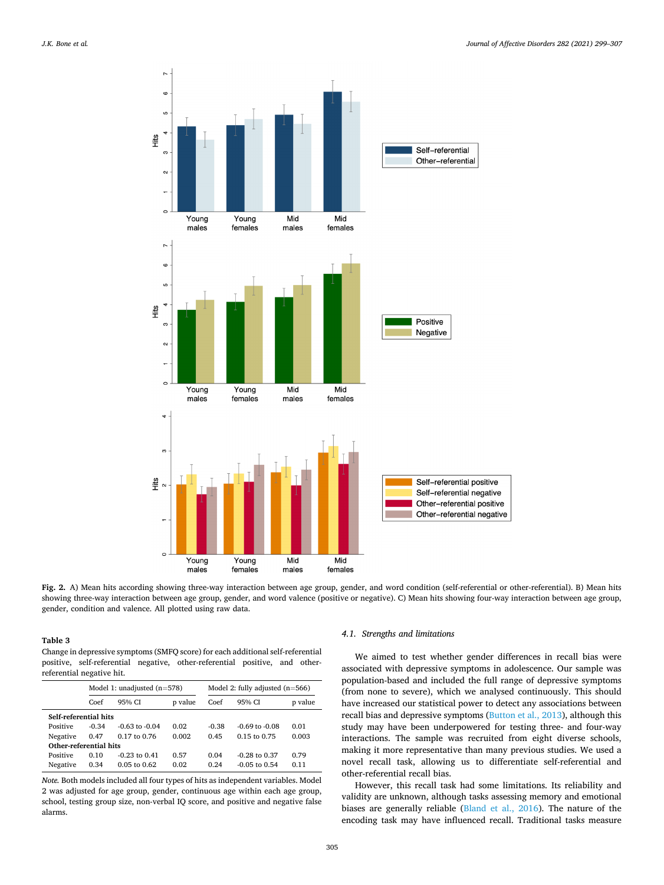**Fig. 2.** A) Mean hits according showing three-way interaction between age group, gender, and word condition (self-referential or other-referential). B) Mean hits showing three-way interaction between age group, gender, and word valence (positive or negative). C) Mean hits showing four-way interaction between age group, gender, condition and valence. All plotted using raw data.

**Table 3**
Change in depressive symptoms (SMFQ score) for each additional self-referential positive, self-referential negative, other-referential positive, and other-referential negative hit.

| | Model 1: unadjusted (n=578) | | | Model 2: fully adjusted (n=566) | | |
|---|---|---|---|---|---|---|
| | Coef | 95% CI | p value | Coef | 95% CI | p value |
| **Self-referential hits** | | | | | | |
| Positive | -0.34 | -0.63 to -0.04 | 0.02 | -0.38 | -0.69 to -0.08 | 0.01 |
| Negative | 0.47 | 0.17 to 0.76 | 0.002 | 0.45 | 0.15 to 0.75 | 0.003 |
| **Other-referential hits** | | | | | | |
| Positive | 0.10 | -0.23 to 0.41 | 0.57 | 0.04 | -0.28 to 0.37 | 0.79 |
| Negative | 0.34 | 0.05 to 0.62 | 0.02 | 0.24 | -0.05 to 0.54 | 0.11 |

*Note.* Both models included all four types of hits as independent variables. Model 2 was adjusted for age group, gender, continuous age within each age group, school, testing group size, non-verbal IQ score, and positive and negative false alarms.

### 4.1. Strengths and limitations

We aimed to test whether gender differences in recall bias were associated with depressive symptoms in adolescence. Our sample was population-based and included the full range of depressive symptoms (from none to severe), which we analysed continuously. This should have increased our statistical power to detect any associations between recall bias and depressive symptoms (Button et al., 2013), although this study may have been underpowered for testing three- and four-way interactions. The sample was recruited from eight diverse schools, making it more representative than many previous studies. We used a novel recall task, allowing us to differentiate self-referential and other-referential recall bias.

However, this recall task had some limitations. Its reliability and validity are unknown, although tasks assessing memory and emotional biases are generally reliable (Bland et al., 2016). The nature of the encoding task may have influenced recall. Traditional tasks measure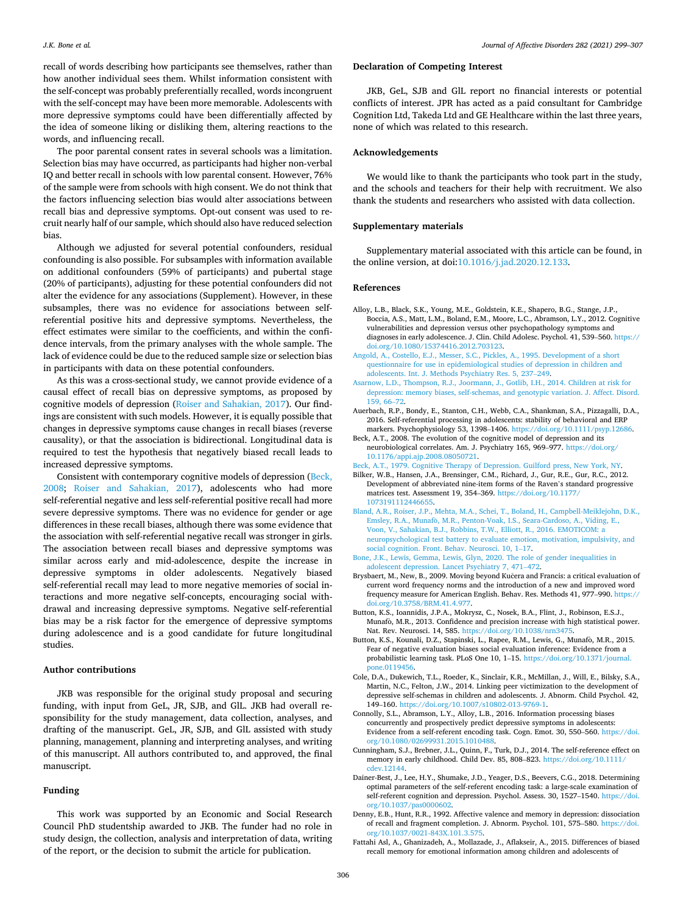recall of words describing how participants see themselves, rather than how another individual sees them. Whilst information consistent with the self-concept was probably preferentially recalled, words incongruent with the self-concept may have been more memorable. Adolescents with more depressive symptoms could have been differentially affected by the idea of someone liking or disliking them, altering reactions to the words, and influencing recall.

The poor parental consent rates in several schools was a limitation. Selection bias may have occurred, as participants had higher non-verbal IQ and better recall in schools with low parental consent. However, 76% of the sample were from schools with high consent. We do not think that the factors influencing selection bias would alter associations between recall bias and depressive symptoms. Opt-out consent was used to recruit nearly half of our sample, which should also have reduced selection bias.

Although we adjusted for several potential confounders, residual confounding is also possible. For subsamples with information available on additional confounders (59% of participants) and pubertal stage (20% of participants), adjusting for these potential confounders did not alter the evidence for any associations (Supplement). However, in these subsamples, there was no evidence for associations between self-referential positive hits and depressive symptoms. Nevertheless, the effect estimates were similar to the coefficients, and within the confidence intervals, from the primary analyses with the whole sample. The lack of evidence could be due to the reduced sample size or selection bias in participants with data on these potential confounders.

As this was a cross-sectional study, we cannot provide evidence of a causal effect of recall bias on depressive symptoms, as proposed by cognitive models of depression (Roiser and Sahakian, 2017). Our findings are consistent with such models. However, it is equally possible that changes in depressive symptoms cause changes in recall biases (reverse causality), or that the association is bidirectional. Longitudinal data is required to test the hypothesis that negatively biased recall leads to increased depressive symptoms.

Consistent with contemporary cognitive models of depression (Beck, 2008; Roiser and Sahakian, 2017), adolescents who had more self-referential negative and less self-referential positive recall had more severe depressive symptoms. There was no evidence for gender or age differences in these recall biases, although there was some evidence that the association with self-referential negative recall was stronger in girls. The association between recall biases and depressive symptoms was similar across early and mid-adolescence, despite the increase in depressive symptoms in older adolescents. Negatively biased self-referential recall may lead to more negative memories of social interactions and more negative self-concepts, encouraging social withdrawal and increasing depressive symptoms. Negative self-referential bias may be a risk factor for the emergence of depressive symptoms during adolescence and is a good candidate for future longitudinal studies.

## Author contributions

JKB was responsible for the original study proposal and securing funding, with input from GeL, JR, SJB, and GlL. JKB had overall responsibility for the study management, data collection, analyses, and drafting of the manuscript. GeL, JR, SJB, and GlL assisted with study planning, management, planning and interpreting analyses, and writing of this manuscript. All authors contributed to, and approved, the final manuscript.

## Funding

This work was supported by an Economic and Social Research Council PhD studentship awarded to JKB. The funder had no role in study design, the collection, analysis and interpretation of data, writing of the report, or the decision to submit the article for publication.

## Declaration of Competing Interest

JKB, GeL, SJB and GlL report no financial interests or potential conflicts of interest. JPR has acted as a paid consultant for Cambridge Cognition Ltd, Takeda Ltd and GE Healthcare within the last three years, none of which was related to this research.

## Acknowledgements

We would like to thank the participants who took part in the study, and the schools and teachers for their help with recruitment. We also thank the students and researchers who assisted with data collection.

## Supplementary materials

Supplementary material associated with this article can be found, in the online version, at doi:10.1016/j.jad.2020.12.133.

## References

Alloy, L.B., Black, S.K., Young, M.E., Goldstein, K.E., Shapero, B.G., Stange, J.P., Boccia, A.S., Matt, L.M., Boland, E.M., Moore, L.C., Abramson, L.Y., 2012. Cognitive vulnerabilities and depression versus other psychopathology symptoms and diagnoses in early adolescence. J. Clin. Child Adolesc. Psychol. 41, 539–560. https://doi.org/10.1080/15374416.2012.703123.

Angold, A., Costello, E.J., Messer, S.C., Pickles, A., 1995. Development of a short questionnaire for use in epidemiological studies of depression in children and adolescents. Int. J. Methods Psychiatry Res. 5, 237–249.

Asarnow, L.D., Thompson, R.J., Joormann, J., Gotlib, I.H., 2014. Children at risk for depression: memory biases, self-schemas, and genotypic variation. J. Affect. Disord. 159, 66–72.

Auerbach, R.P., Bondy, E., Stanton, C.H., Webb, C.A., Shankman, S.A., Pizzagalli, D.A., 2016. Self-referential processing in adolescents: stability of behavioral and ERP markers. Psychophysiology 53, 1398–1406. https://doi.org/10.1111/psyp.12686.

Beck, A.T., 2008. The evolution of the cognitive model of depression and its neurobiological correlates. Am. J. Psychiatry 165, 969–977. https://doi.org/10.1176/appi.ajp.2008.08050721.

Beck, A.T., 1979. Cognitive Therapy of Depression. Guilford press, New York, NY.

Bilker, W.B., Hansen, J.A., Brensinger, C.M., Richard, J., Gur, R.E., Gur, R.C., 2012. Development of abbreviated nine-item forms of the Raven's standard progressive matrices test. Assessment 19, 354–369. https://doi.org/10.1177/1073191112446655.

Bland, A.R., Roiser, J.P., Mehta, M.A., Schei, T., Boland, H., Campbell-Meiklejohn, D.K., Emsley, R.A., Munafò, M.R., Penton-Voak, I.S., Seara-Cardoso, A., Viding, E., Voon, V., Sahakian, B.J., Robbins, T.W., Elliott, R., 2016. EMOTICOM: a neuropsychological test battery to evaluate emotion, motivation, impulsivity, and social cognition. Front. Behav. Neurosci. 10, 1–17.

Bone, J.K., Lewis, Gemma, Lewis, Glyn, 2020. The role of gender inequalities in adolescent depression. Lancet Psychiatry 7, 471–472.

Brysbaert, M., New, B., 2009. Moving beyond Kučera and Francis: a critical evaluation of current word frequency norms and the introduction of a new and improved word frequency measure for American English. Behav. Res. Methods 41, 977–990. https://doi.org/10.3758/BRM.41.4.977.

Button, K.S., Ioannidis, J.P.A., Mokrysz, C., Nosek, B.A., Flint, J., Robinson, E.S.J., Munafò, M.R., 2013. Confidence and precision increase with high statistical power. Nat. Rev. Neurosci. 14, 585. https://doi.org/10.1038/nrn3475.

Button, K.S., Kounali, D.Z., Stapinski, L., Rapee, R.M., Lewis, G., Munafò, M.R., 2015. Fear of negative evaluation biases social evaluation inference: Evidence from a probabilistic learning task. PLoS One 10, 1–15. https://doi.org/10.1371/journal.pone.0119456.

Cole, D.A., Dukewich, T.L., Roeder, K., Sinclair, K.R., McMillan, J., Will, E., Bilsky, S.A., Martin, N.C., Felton, J.W., 2014. Linking peer victimization to the development of depressive self-schemas in children and adolescents. J. Abnorm. Child Psychol. 42, 149–160. https://doi.org/10.1007/s10802-013-9769-1.

Connolly, S.L., Abramson, L.Y., Alloy, L.B., 2016. Information processing biases concurrently and prospectively predict depressive symptoms in adolescents: Evidence from a self-referent encoding task. Cogn. Emot. 30, 550–560. https://doi.org/10.1080/02699931.2015.1010488.

Cunningham, S.J., Brebner, J.L., Quinn, F., Turk, D.J., 2014. The self-reference effect on memory in early childhood. Child Dev. 85, 808–823. https://doi.org/10.1111/cdev.12144.

Dainer-Best, J., Lee, H.Y., Shumake, J.D., Yeager, D.S., Beevers, C.G., 2018. Determining optimal parameters of the self-referent encoding task: a large-scale examination of self-referent cognition and depression. Psychol. Assess. 30, 1527–1540. https://doi.org/10.1037/pas0000602.

Denny, E.B., Hunt, R.R., 1992. Affective valence and memory in depression: dissociation of recall and fragment completion. J. Abnorm. Psychol. 101, 575–580. https://doi.org/10.1037/0021-843X.101.3.575.

Fattahi Asl, A., Ghanizadeh, A., Mollazade, J., Aflakseir, A., 2015. Differences of biased recall memory for emotional information among children and adolescents of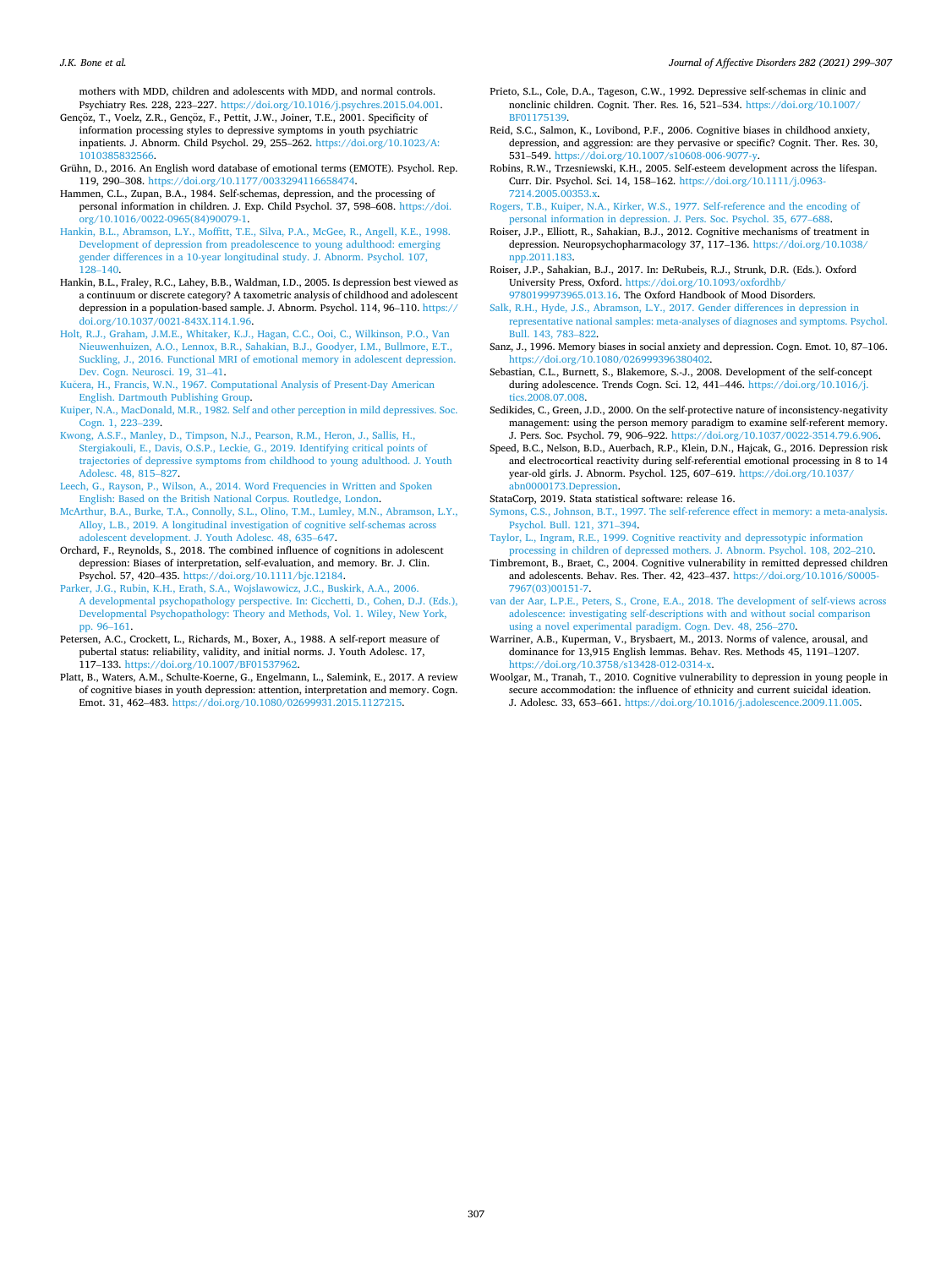mothers with MDD, children and adolescents with MDD, and normal controls. Psychiatry Res. 228, 223–227. https://doi.org/10.1016/j.psychres.2015.04.001.

Gençöz, T., Voelz, Z.R., Gençöz, F., Pettit, J.W., Joiner, T.E., 2001. Specificity of information processing styles to depressive symptoms in youth psychiatric inpatients. J. Abnorm. Child Psychol. 29, 255–262. https://doi.org/10.1023/A:1010385832566.

Grühn, D., 2016. An English word database of emotional terms (EMOTE). Psychol. Rep. 119, 290–308. https://doi.org/10.1177/0033294116658474.

Hammen, C.L., Zupan, B.A., 1984. Self-schemas, depression, and the processing of personal information in children. J. Exp. Child Psychol. 37, 598–608. https://doi.org/10.1016/0022-0965(84)90079-1.

Hankin, B.L., Abramson, L.Y., Moffitt, T.E., Silva, P.A., McGee, R., Angell, K.E., 1998. Development of depression from preadolescence to young adulthood: emerging gender differences in a 10-year longitudinal study. J. Abnorm. Psychol. 107, 128–140.

Hankin, B.L., Fraley, R.C., Lahey, B.B., Waldman, I.D., 2005. Is depression best viewed as a continuum or discrete category? A taxometric analysis of childhood and adolescent depression in a population-based sample. J. Abnorm. Psychol. 114, 96–110. https://doi.org/10.1037/0021-843X.114.1.96.

Holt, R.J., Graham, J.M.E., Whitaker, K.J., Hagan, C.C., Ooi, C., Wilkinson, P.O., Van Nieuwenhuizen, A.O., Lennox, B.R., Sahakian, B.J., Goodyer, I.M., Bullmore, E.T., Suckling, J., 2016. Functional MRI of emotional memory in adolescent depression. Dev. Cogn. Neurosci. 19, 31–41.

Kućera, H., Francis, W.N., 1967. Computational Analysis of Present-Day American English. Dartmouth Publishing Group.

Kuiper, N.A., MacDonald, M.R., 1982. Self and other perception in mild depressives. Soc. Cogn. 1, 223–239.

Kwong, A.S.F., Manley, D., Timpson, N.J., Pearson, R.M., Heron, J., Sallis, H., Stergiakouli, E., Davis, O.S.P., Leckie, G., 2019. Identifying critical points of trajectories of depressive symptoms from childhood to young adulthood. J. Youth Adolesc. 48, 815–827.

Leech, G., Rayson, P., Wilson, A., 2014. Word Frequencies in Written and Spoken English: Based on the British National Corpus. Routledge, London.

McArthur, B.A., Burke, T.A., Connolly, S.L., Olino, T.M., Lumley, M.N., Abramson, L.Y., Alloy, L.B., 2019. A longitudinal investigation of cognitive self-schemas across adolescent development. J. Youth Adolesc. 48, 635–647.

Orchard, F., Reynolds, S., 2018. The combined influence of cognitions in adolescent depression: Biases of interpretation, self-evaluation, and memory. Br. J. Clin. Psychol. 57, 420–435. https://doi.org/10.1111/bjc.12184.

Parker, J.G., Rubin, K.H., Erath, S.A., Wojslawowicz, J.C., Buskirk, A.A., 2006. A developmental psychopathology perspective. In: Cicchetti, D., Cohen, D.J. (Eds.), Developmental Psychopathology: Theory and Methods, Vol. 1. Wiley, New York, pp. 96–161.

Petersen, A.C., Crockett, L., Richards, M., Boxer, A., 1988. A self-report measure of pubertal status: reliability, validity, and initial norms. J. Youth Adolesc. 17, 117–133. https://doi.org/10.1007/BF01537962.

Platt, B., Waters, A.M., Schulte-Koerne, G., Engelmann, L., Salemink, E., 2017. A review of cognitive biases in youth depression: attention, interpretation and memory. Cogn. Emot. 31, 462–483. https://doi.org/10.1080/02699931.2015.1127215.

Prieto, S.L., Cole, D.A., Tageson, C.W., 1992. Depressive self-schemas in clinic and nonclinic children. Cognit. Ther. Res. 16, 521–534. https://doi.org/10.1007/BF01175139.

Reid, S.C., Salmon, K., Lovibond, P.F., 2006. Cognitive biases in childhood anxiety, depression, and aggression: are they pervasive or specific? Cognit. Ther. Res. 30, 531–549. https://doi.org/10.1007/s10608-006-9077-y.

Robins, R.W., Trzesniewski, K.H., 2005. Self-esteem development across the lifespan. Curr. Dir. Psychol. Sci. 14, 158–162. https://doi.org/10.1111/j.0963-7214.2005.00353.x.

Rogers, T.B., Kuiper, N.A., Kirker, W.S., 1977. Self-reference and the encoding of personal information in depression. J. Pers. Soc. Psychol. 35, 677–688.

Roiser, J.P., Elliott, R., Sahakian, B.J., 2012. Cognitive mechanisms of treatment in depression. Neuropsychopharmacology 37, 117–136. https://doi.org/10.1038/npp.2011.183.

Roiser, J.P., Sahakian, B.J., 2017. In: DeRubeis, R.J., Strunk, D.R. (Eds.). Oxford University Press, Oxford. https://doi.org/10.1093/oxfordhb/9780199973965.013.16. The Oxford Handbook of Mood Disorders.

Salk, R.H., Hyde, J.S., Abramson, L.Y., 2017. Gender differences in depression in representative national samples: meta-analyses of diagnoses and symptoms. Psychol. Bull. 143, 783–822.

Sanz, J., 1996. Memory biases in social anxiety and depression. Cogn. Emot. 10, 87–106. https://doi.org/10.1080/026999396380402.

Sebastian, C.L., Burnett, S., Blakemore, S.-J., 2008. Development of the self-concept during adolescence. Trends Cogn. Sci. 12, 441–446. https://doi.org/10.1016/j.tics.2008.07.008.

Sedikides, C., Green, J.D., 2000. On the self-protective nature of inconsistency-negativity management: using the person memory paradigm to examine self-referent memory. J. Pers. Soc. Psychol. 79, 906–922. https://doi.org/10.1037/0022-3514.79.6.906.

Speed, B.C., Nelson, B.D., Auerbach, R.P., Klein, D.N., Hajcak, G., 2016. Depression risk and electrocortical reactivity during self-referential emotional processing in 8 to 14 year-old girls. J. Abnorm. Psychol. 125, 607–619. https://doi.org/10.1037/abn0000173.Depression.

StataCorp, 2019. Stata statistical software: release 16.

Symons, C.S., Johnson, B.T., 1997. The self-reference effect in memory: a meta-analysis. Psychol. Bull. 121, 371–394.

Taylor, L., Ingram, R.E., 1999. Cognitive reactivity and depressotypic information processing in children of depressed mothers. J. Abnorm. Psychol. 108, 202–210.

Timbremont, B., Braet, C., 2004. Cognitive vulnerability in remitted depressed children and adolescents. Behav. Res. Ther. 42, 423–437. https://doi.org/10.1016/S0005-7967(03)00151-7.

van der Aar, L.P.E., Peters, S., Crone, E.A., 2018. The development of self-views across adolescence: investigating self-descriptions with and without social comparison using a novel experimental paradigm. Cogn. Dev. 48, 256–270.

Warriner, A.B., Kuperman, V., Brysbaert, M., 2013. Norms of valence, arousal, and dominance for 13,915 English lemmas. Behav. Res. Methods 45, 1191–1207. https://doi.org/10.3758/s13428-012-0314-x.

Woolgar, M., Tranah, T., 2010. Cognitive vulnerability to depression in young people in secure accommodation: the influence of ethnicity and current suicidal ideation. J. Adolesc. 33, 653–661. https://doi.org/10.1016/j.adolescence.2009.11.005.